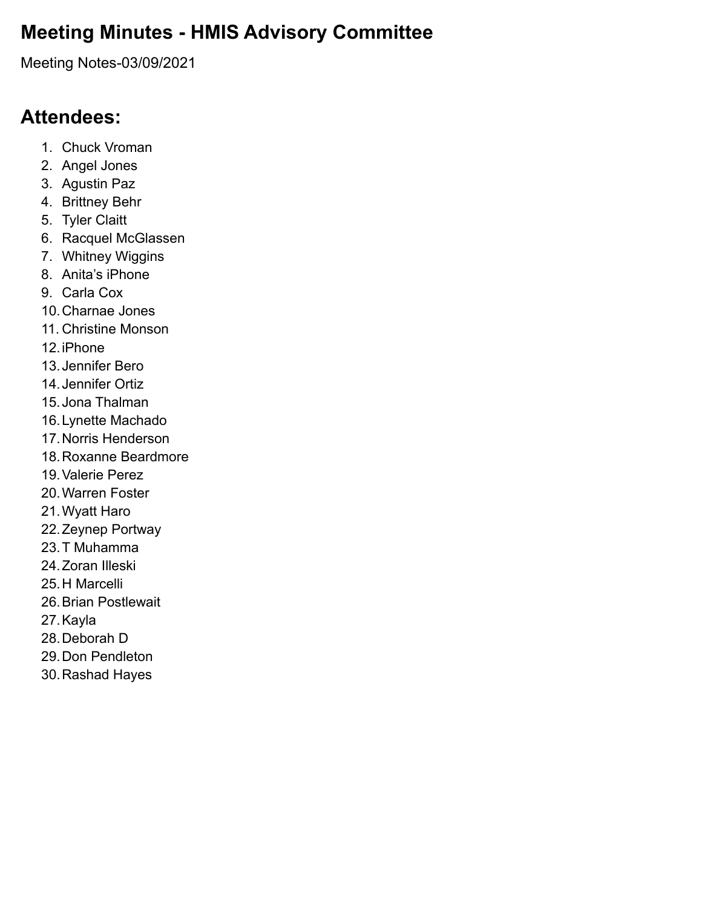# Meeting Minutes - HMIS Advisory Committee

Meeting Notes-03/09/2021

## Attendees:

1. Chuck Vroman
2. Angel Jones
3. Agustin Paz
4. Brittney Behr
5. Tyler Claitt
6. Racquel McGlassen
7. Whitney Wiggins
8. Anita's iPhone
9. Carla Cox
10. Charnae Jones
11. Christine Monson
12. iPhone
13. Jennifer Bero
14. Jennifer Ortiz
15. Jona Thalman
16. Lynette Machado
17. Norris Henderson
18. Roxanne Beardmore
19. Valerie Perez
20. Warren Foster
21. Wyatt Haro
22. Zeynep Portway
23. T Muhamma
24. Zoran Illeski
25. H Marcelli
26. Brian Postlewait
27. Kayla
28. Deborah D
29. Don Pendleton
30. Rashad Hayes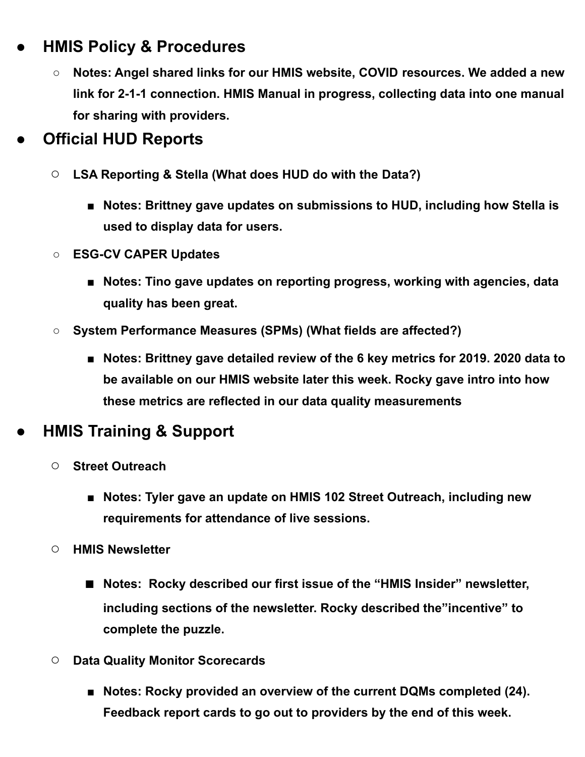- **HMIS Policy & Procedures**
  - **Notes: Angel shared links for our HMIS website, COVID resources. We added a new link for 2-1-1 connection. HMIS Manual in progress, collecting data into one manual for sharing with providers.**
- **Official HUD Reports**
  - **LSA Reporting & Stella (What does HUD do with the Data?)**
    - **Notes: Brittney gave updates on submissions to HUD, including how Stella is used to display data for users.**
  - **ESG-CV CAPER Updates**
    - **Notes: Tino gave updates on reporting progress, working with agencies, data quality has been great.**
  - **System Performance Measures (SPMs) (What fields are affected?)**
    - **Notes: Brittney gave detailed review of the 6 key metrics for 2019. 2020 data to be available on our HMIS website later this week. Rocky gave intro into how these metrics are reflected in our data quality measurements**
- **HMIS Training & Support**
  - **Street Outreach**
    - **Notes: Tyler gave an update on HMIS 102 Street Outreach, including new requirements for attendance of live sessions.**
  - **HMIS Newsletter**
    - **Notes: Rocky described our first issue of the "HMIS Insider" newsletter, including sections of the newsletter. Rocky described the"incentive" to complete the puzzle.**
  - **Data Quality Monitor Scorecards**
    - **Notes: Rocky provided an overview of the current DQMs completed (24). Feedback report cards to go out to providers by the end of this week.**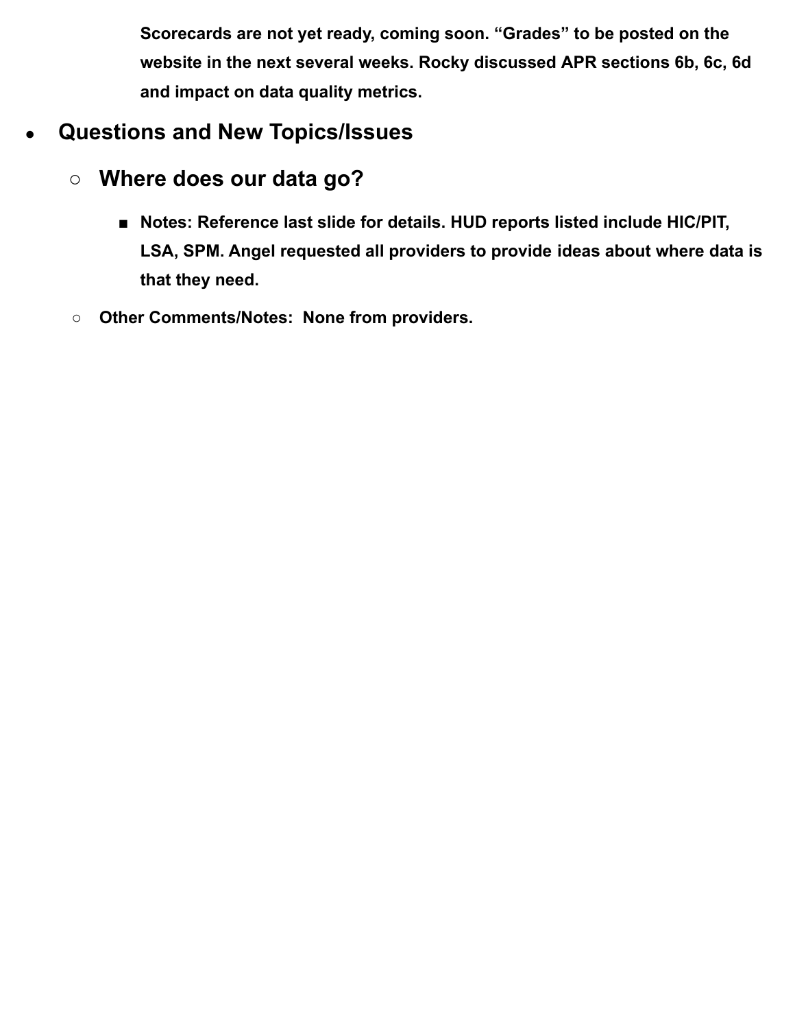**Scorecards are not yet ready, coming soon. "Grades" to be posted on the website in the next several weeks. Rocky discussed APR sections 6b, 6c, 6d and impact on data quality metrics.**

- **Questions and New Topics/Issues**
  - **Where does our data go?**
    - **Notes: Reference last slide for details. HUD reports listed include HIC/PIT, LSA, SPM. Angel requested all providers to provide ideas about where data is that they need.**
  - **Other Comments/Notes: None from providers.**